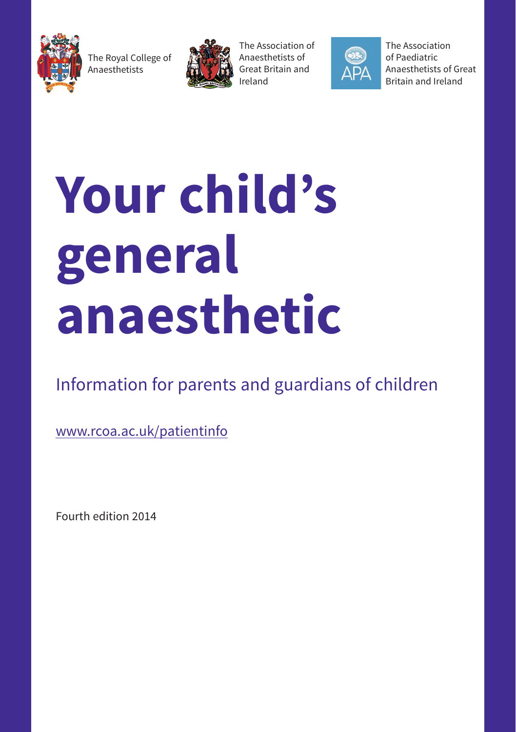The Royal College of Anaesthetists

The Association of Anaesthetists of Great Britain and Ireland

The Association of Paediatric Anaesthetists of Great Britain and Ireland

# Your child's general anaesthetic

## Information for parents and guardians of children

www.rcoa.ac.uk/patientinfo

Fourth edition 2014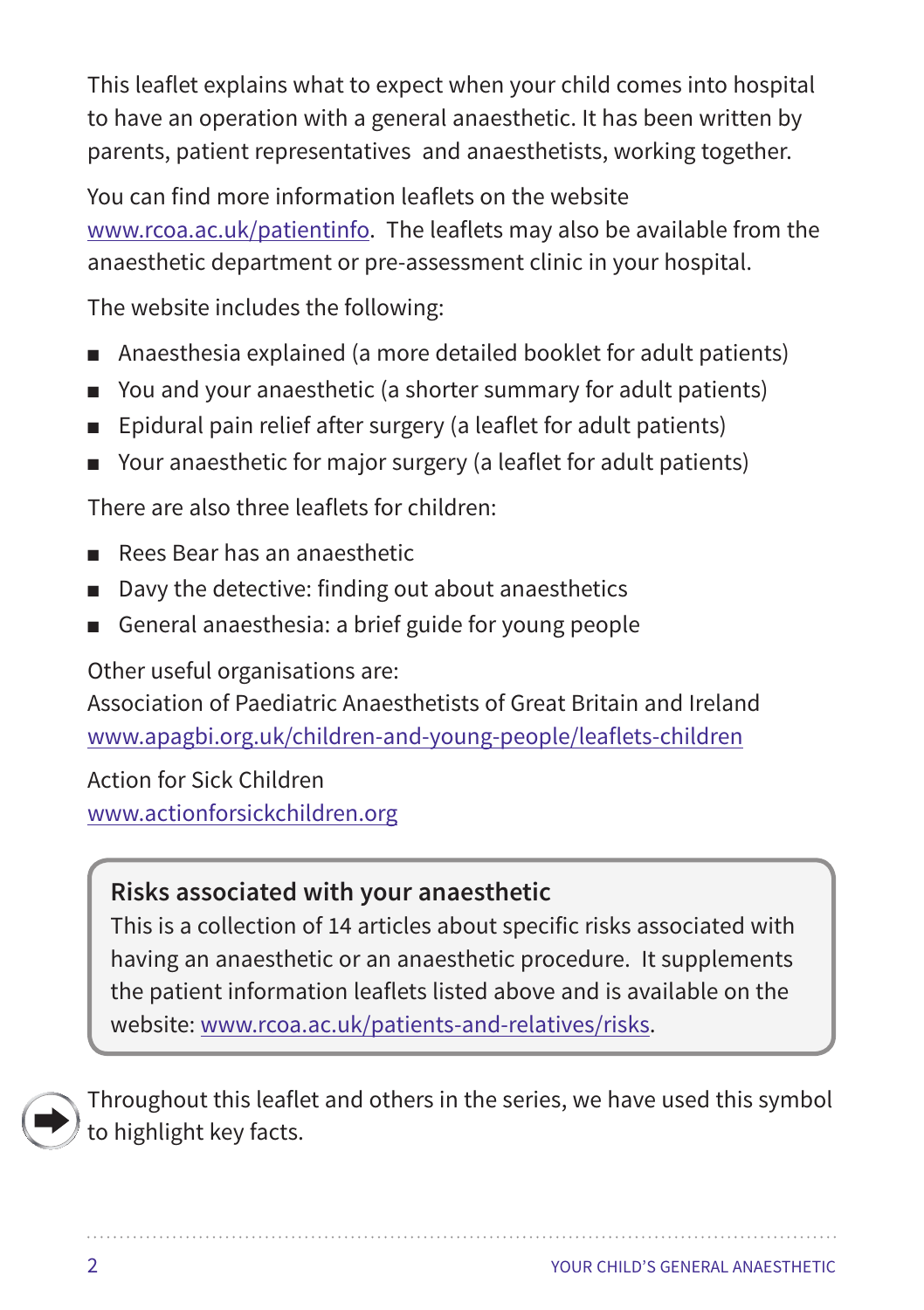This leaflet explains what to expect when your child comes into hospital to have an operation with a general anaesthetic. It has been written by parents, patient representatives and anaesthetists, working together.

You can find more information leaflets on the website www.rcoa.ac.uk/patientinfo. The leaflets may also be available from the anaesthetic department or pre-assessment clinic in your hospital.

The website includes the following:

- Anaesthesia explained (a more detailed booklet for adult patients)
- You and your anaesthetic (a shorter summary for adult patients)
- Epidural pain relief after surgery (a leaflet for adult patients)
- Your anaesthetic for major surgery (a leaflet for adult patients)

There are also three leaflets for children:

- Rees Bear has an anaesthetic
- Davy the detective: finding out about anaesthetics
- General anaesthesia: a brief guide for young people

Other useful organisations are:
Association of Paediatric Anaesthetists of Great Britain and Ireland
www.apagbi.org.uk/children-and-young-people/leaflets-children

Action for Sick Children
www.actionforsickchildren.org

**Risks associated with your anaesthetic**
This is a collection of 14 articles about specific risks associated with having an anaesthetic or an anaesthetic procedure. It supplements the patient information leaflets listed above and is available on the website: www.rcoa.ac.uk/patients-and-relatives/risks.

Throughout this leaflet and others in the series, we have used this symbol to highlight key facts.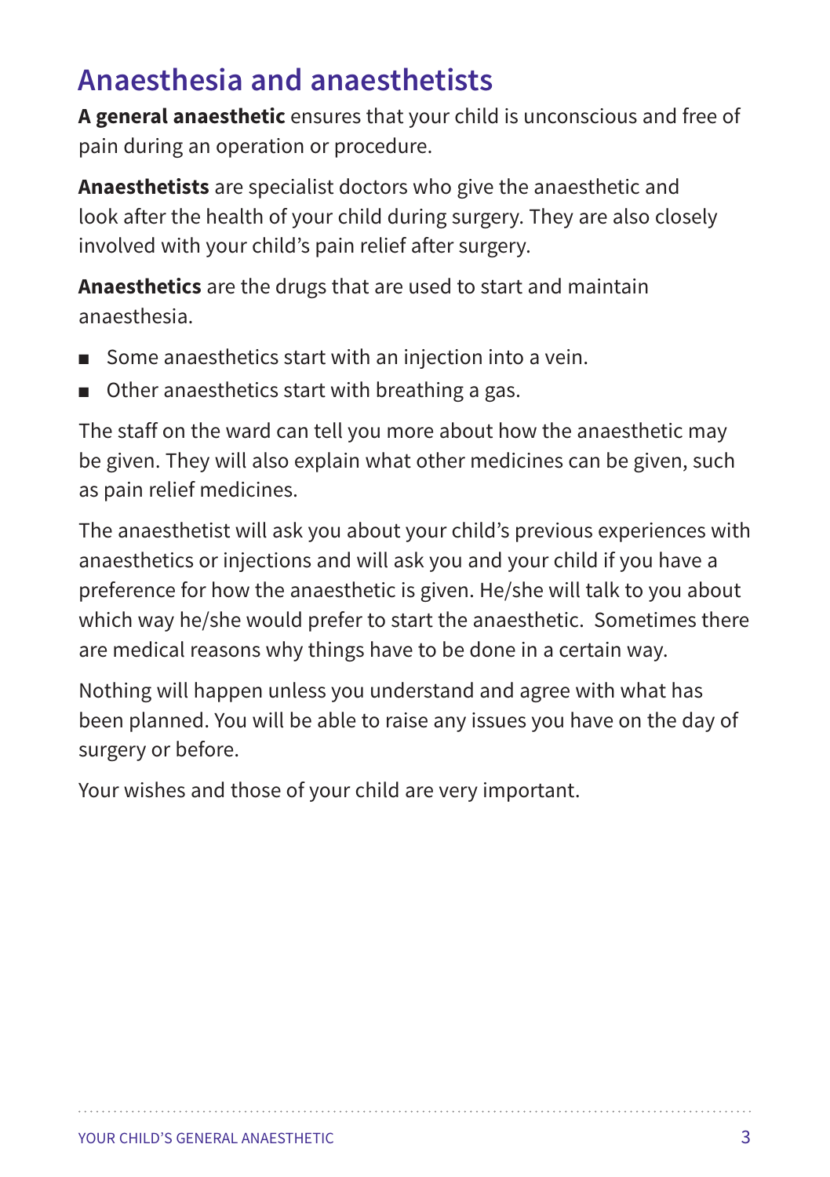## Anaesthesia and anaesthetists

**A general anaesthetic** ensures that your child is unconscious and free of pain during an operation or procedure.

**Anaesthetists** are specialist doctors who give the anaesthetic and look after the health of your child during surgery. They are also closely involved with your child's pain relief after surgery.

**Anaesthetics** are the drugs that are used to start and maintain anaesthesia.

- Some anaesthetics start with an injection into a vein.
- Other anaesthetics start with breathing a gas.

The staff on the ward can tell you more about how the anaesthetic may be given. They will also explain what other medicines can be given, such as pain relief medicines.

The anaesthetist will ask you about your child's previous experiences with anaesthetics or injections and will ask you and your child if you have a preference for how the anaesthetic is given. He/she will talk to you about which way he/she would prefer to start the anaesthetic. Sometimes there are medical reasons why things have to be done in a certain way.

Nothing will happen unless you understand and agree with what has been planned. You will be able to raise any issues you have on the day of surgery or before.

Your wishes and those of your child are very important.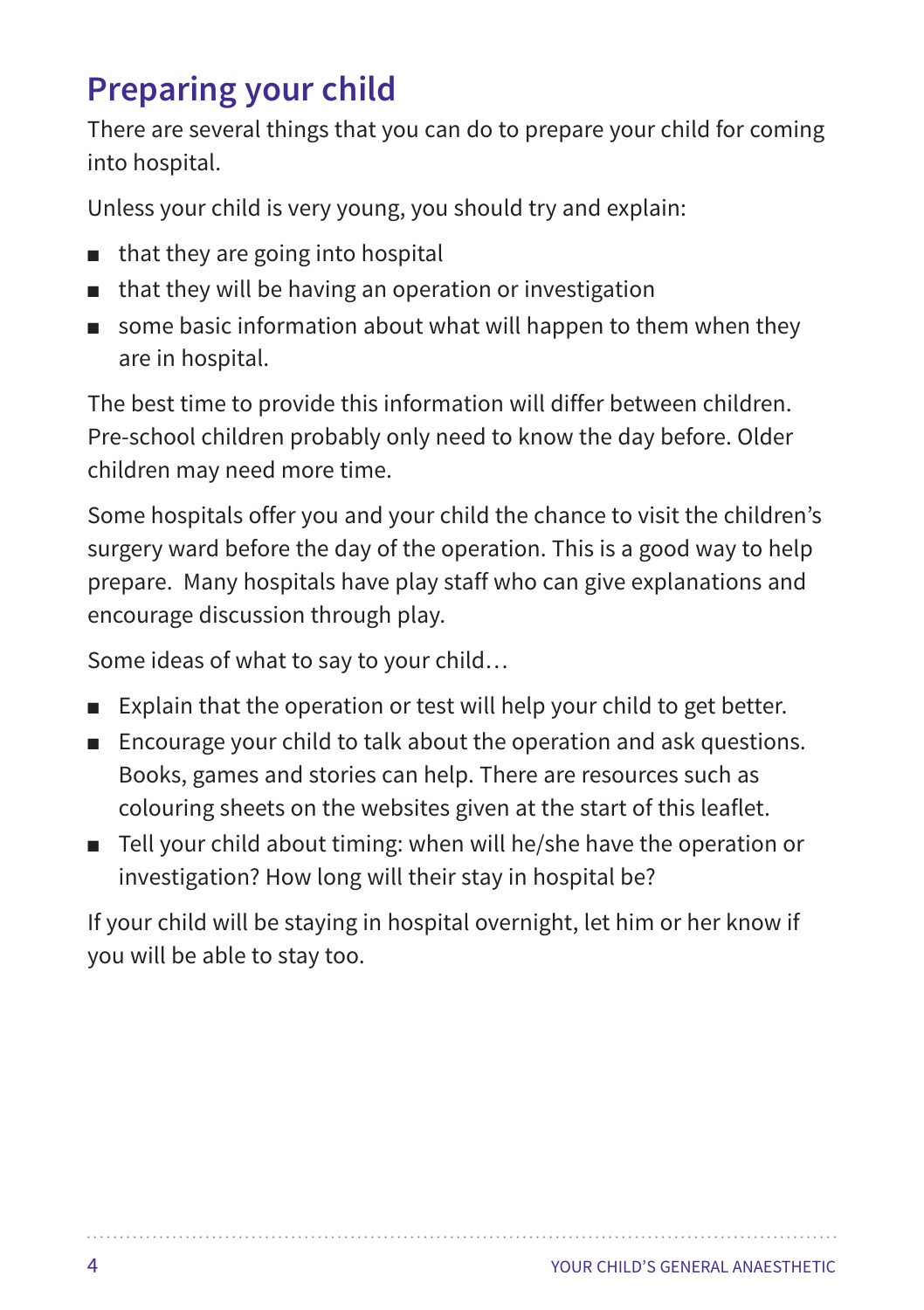## Preparing your child

There are several things that you can do to prepare your child for coming into hospital.

Unless your child is very young, you should try and explain:

- that they are going into hospital
- that they will be having an operation or investigation
- some basic information about what will happen to them when they are in hospital.

The best time to provide this information will differ between children. Pre-school children probably only need to know the day before. Older children may need more time.

Some hospitals offer you and your child the chance to visit the children's surgery ward before the day of the operation. This is a good way to help prepare. Many hospitals have play staff who can give explanations and encourage discussion through play.

Some ideas of what to say to your child…

- Explain that the operation or test will help your child to get better.
- Encourage your child to talk about the operation and ask questions. Books, games and stories can help. There are resources such as colouring sheets on the websites given at the start of this leaflet.
- Tell your child about timing: when will he/she have the operation or investigation? How long will their stay in hospital be?

If your child will be staying in hospital overnight, let him or her know if you will be able to stay too.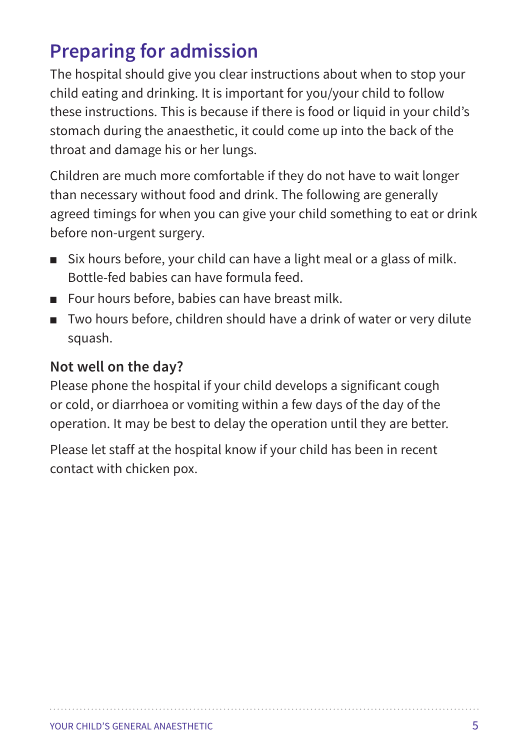## Preparing for admission

The hospital should give you clear instructions about when to stop your child eating and drinking. It is important for you/your child to follow these instructions. This is because if there is food or liquid in your child's stomach during the anaesthetic, it could come up into the back of the throat and damage his or her lungs.

Children are much more comfortable if they do not have to wait longer than necessary without food and drink. The following are generally agreed timings for when you can give your child something to eat or drink before non-urgent surgery.

- Six hours before, your child can have a light meal or a glass of milk. Bottle-fed babies can have formula feed.
- Four hours before, babies can have breast milk.
- Two hours before, children should have a drink of water or very dilute squash.

### Not well on the day?

Please phone the hospital if your child develops a significant cough or cold, or diarrhoea or vomiting within a few days of the day of the operation. It may be best to delay the operation until they are better.

Please let staff at the hospital know if your child has been in recent contact with chicken pox.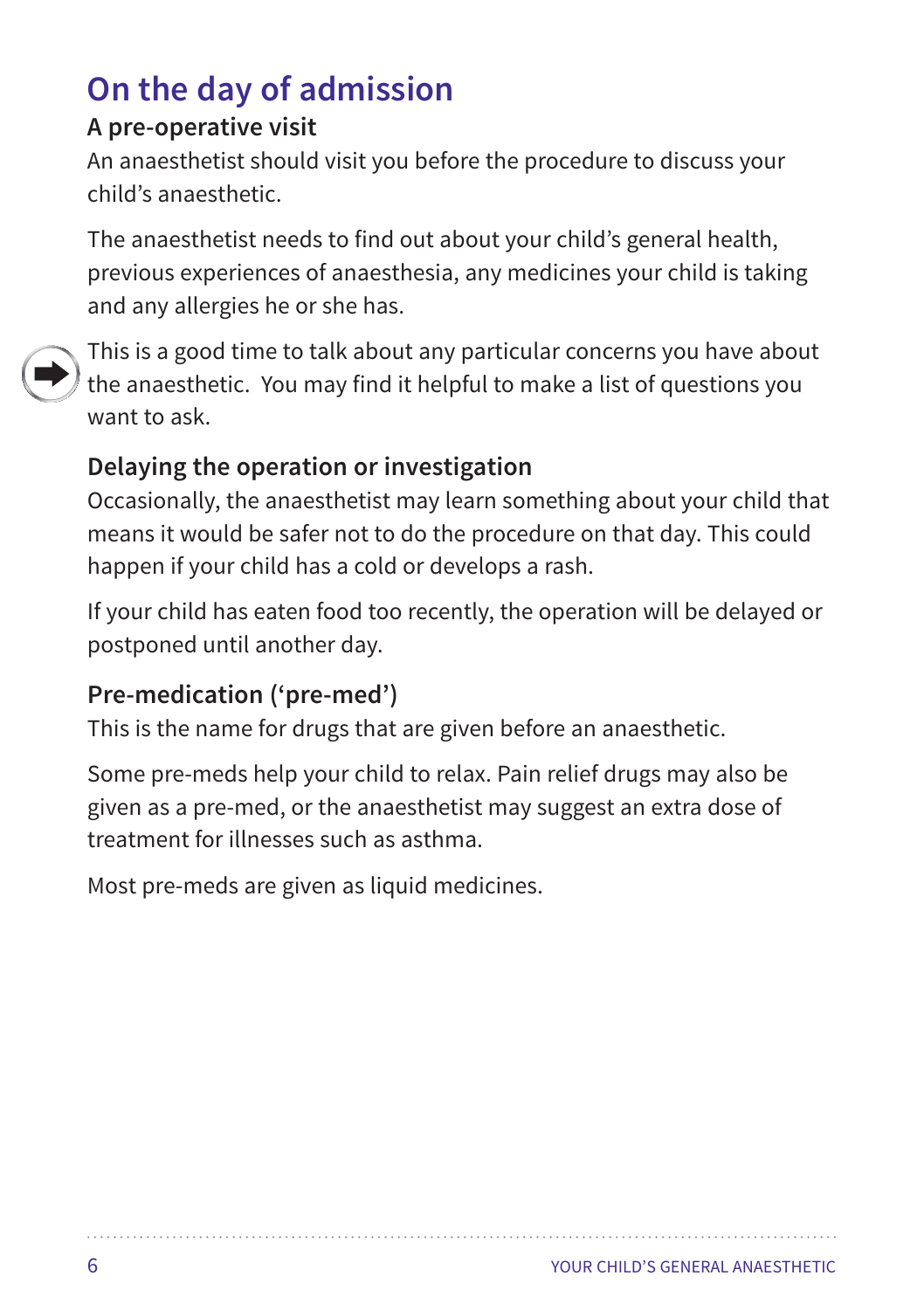# On the day of admission

### A pre-operative visit

An anaesthetist should visit you before the procedure to discuss your child's anaesthetic.

The anaesthetist needs to find out about your child's general health, previous experiences of anaesthesia, any medicines your child is taking and any allergies he or she has.

This is a good time to talk about any particular concerns you have about the anaesthetic. You may find it helpful to make a list of questions you want to ask.

### Delaying the operation or investigation

Occasionally, the anaesthetist may learn something about your child that means it would be safer not to do the procedure on that day. This could happen if your child has a cold or develops a rash.

If your child has eaten food too recently, the operation will be delayed or postponed until another day.

### Pre-medication ('pre-med')

This is the name for drugs that are given before an anaesthetic.

Some pre-meds help your child to relax. Pain relief drugs may also be given as a pre-med, or the anaesthetist may suggest an extra dose of treatment for illnesses such as asthma.

Most pre-meds are given as liquid medicines.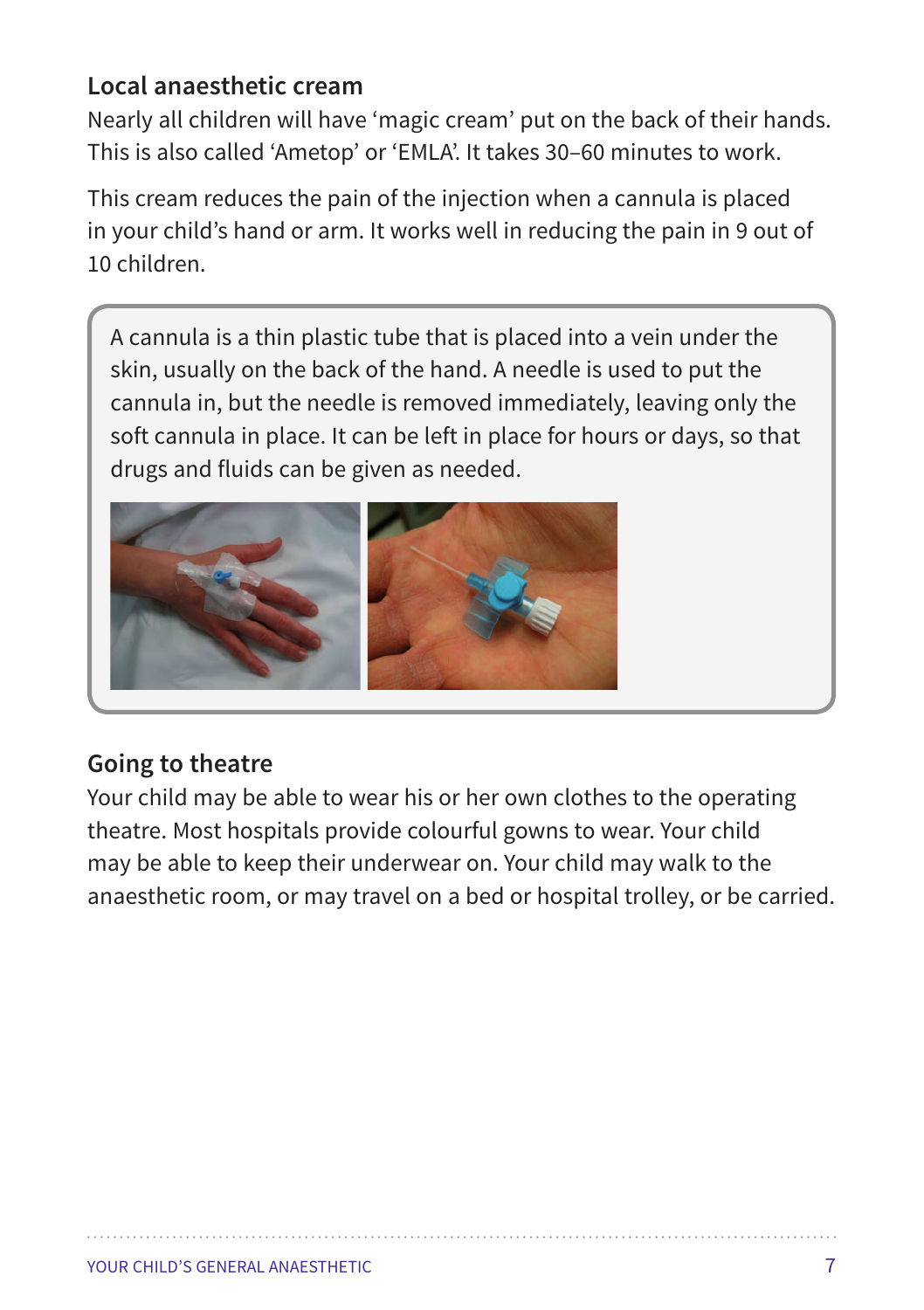### Local anaesthetic cream

Nearly all children will have ‘magic cream’ put on the back of their hands. This is also called ‘Ametop’ or ‘EMLA’. It takes 30–60 minutes to work.

This cream reduces the pain of the injection when a cannula is placed in your child’s hand or arm. It works well in reducing the pain in 9 out of 10 children.

> A cannula is a thin plastic tube that is placed into a vein under the skin, usually on the back of the hand. A needle is used to put the cannula in, but the needle is removed immediately, leaving only the soft cannula in place. It can be left in place for hours or days, so that drugs and fluids can be given as needed.

### Going to theatre

Your child may be able to wear his or her own clothes to the operating theatre. Most hospitals provide colourful gowns to wear. Your child may be able to keep their underwear on. Your child may walk to the anaesthetic room, or may travel on a bed or hospital trolley, or be carried.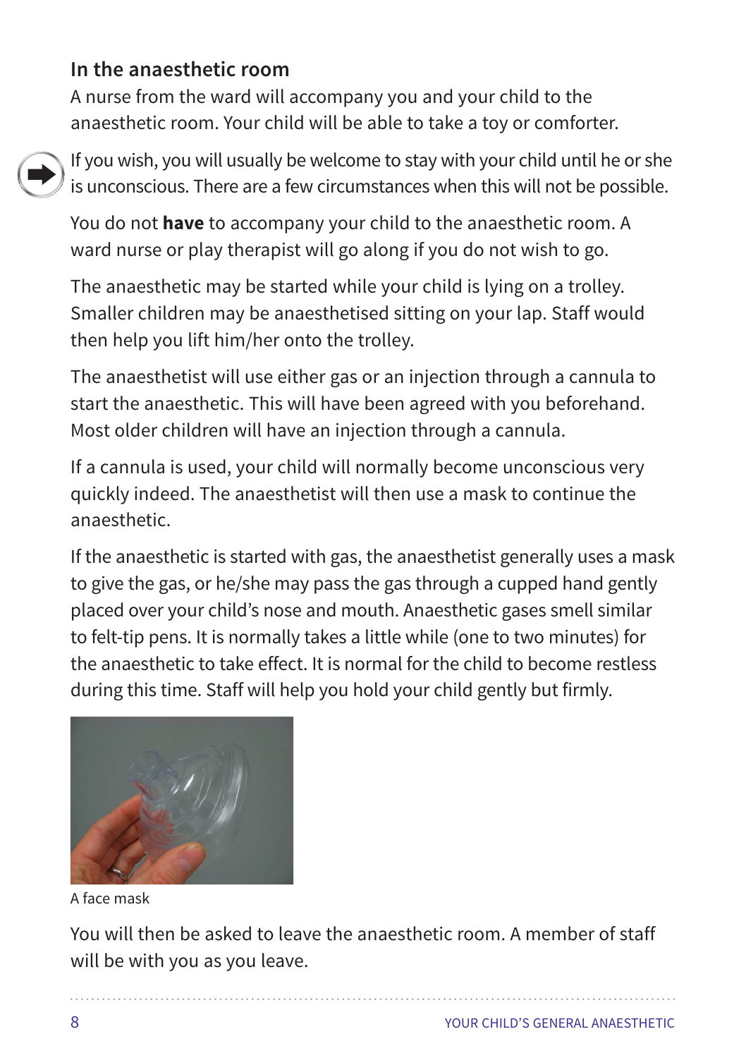## In the anaesthetic room

A nurse from the ward will accompany you and your child to the anaesthetic room. Your child will be able to take a toy or comforter.

If you wish, you will usually be welcome to stay with your child until he or she is unconscious. There are a few circumstances when this will not be possible.

You do not **have** to accompany your child to the anaesthetic room. A ward nurse or play therapist will go along if you do not wish to go.

The anaesthetic may be started while your child is lying on a trolley. Smaller children may be anaesthetised sitting on your lap. Staff would then help you lift him/her onto the trolley.

The anaesthetist will use either gas or an injection through a cannula to start the anaesthetic. This will have been agreed with you beforehand. Most older children will have an injection through a cannula.

If a cannula is used, your child will normally become unconscious very quickly indeed. The anaesthetist will then use a mask to continue the anaesthetic.

If the anaesthetic is started with gas, the anaesthetist generally uses a mask to give the gas, or he/she may pass the gas through a cupped hand gently placed over your child's nose and mouth. Anaesthetic gases smell similar to felt-tip pens. It is normally takes a little while (one to two minutes) for the anaesthetic to take effect. It is normal for the child to become restless during this time. Staff will help you hold your child gently but firmly.

A face mask

You will then be asked to leave the anaesthetic room. A member of staff will be with you as you leave.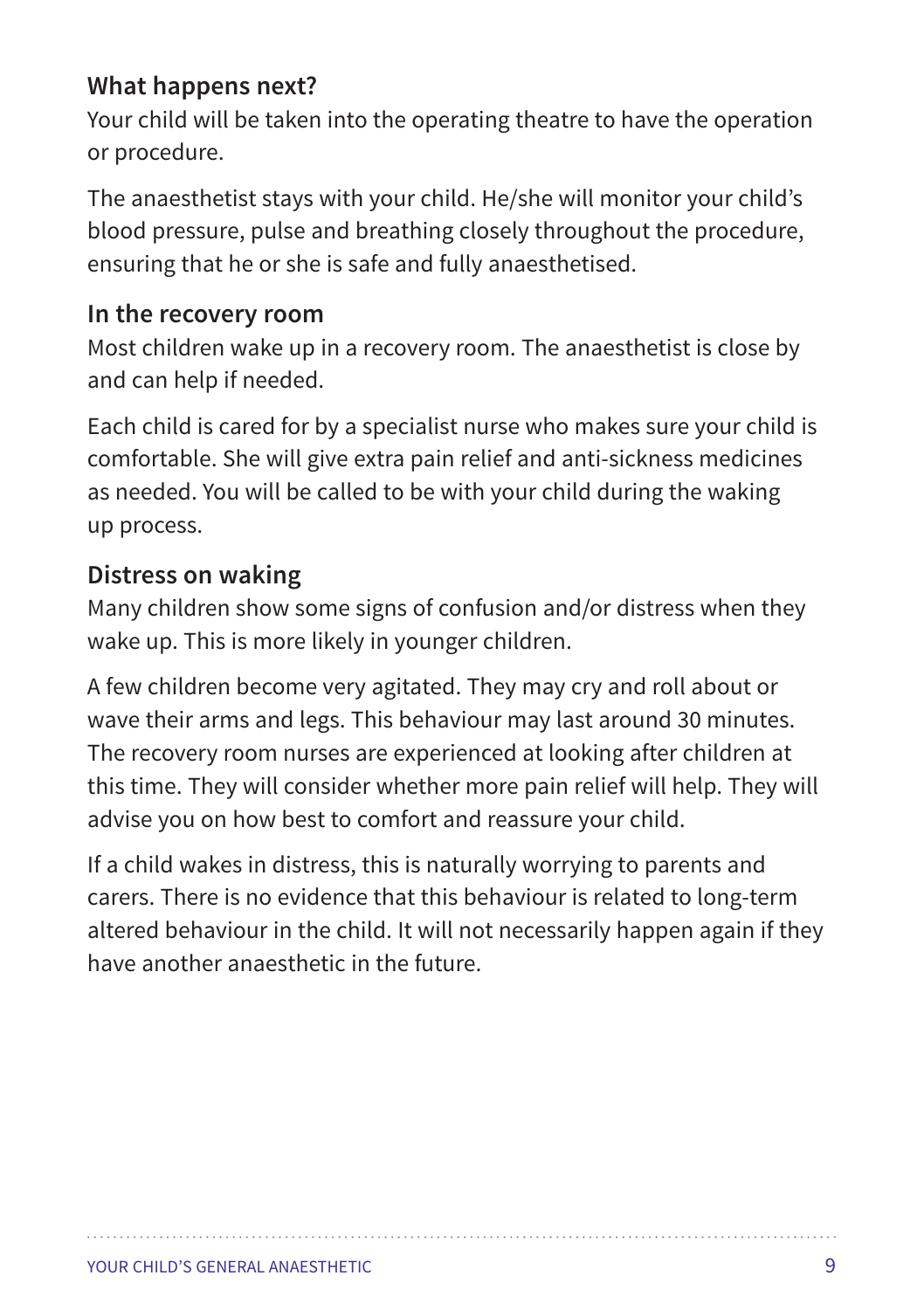### What happens next?

Your child will be taken into the operating theatre to have the operation or procedure.

The anaesthetist stays with your child. He/she will monitor your child's blood pressure, pulse and breathing closely throughout the procedure, ensuring that he or she is safe and fully anaesthetised.

### In the recovery room

Most children wake up in a recovery room. The anaesthetist is close by and can help if needed.

Each child is cared for by a specialist nurse who makes sure your child is comfortable. She will give extra pain relief and anti-sickness medicines as needed. You will be called to be with your child during the waking up process.

### Distress on waking

Many children show some signs of confusion and/or distress when they wake up. This is more likely in younger children.

A few children become very agitated. They may cry and roll about or wave their arms and legs. This behaviour may last around 30 minutes. The recovery room nurses are experienced at looking after children at this time. They will consider whether more pain relief will help. They will advise you on how best to comfort and reassure your child.

If a child wakes in distress, this is naturally worrying to parents and carers. There is no evidence that this behaviour is related to long-term altered behaviour in the child. It will not necessarily happen again if they have another anaesthetic in the future.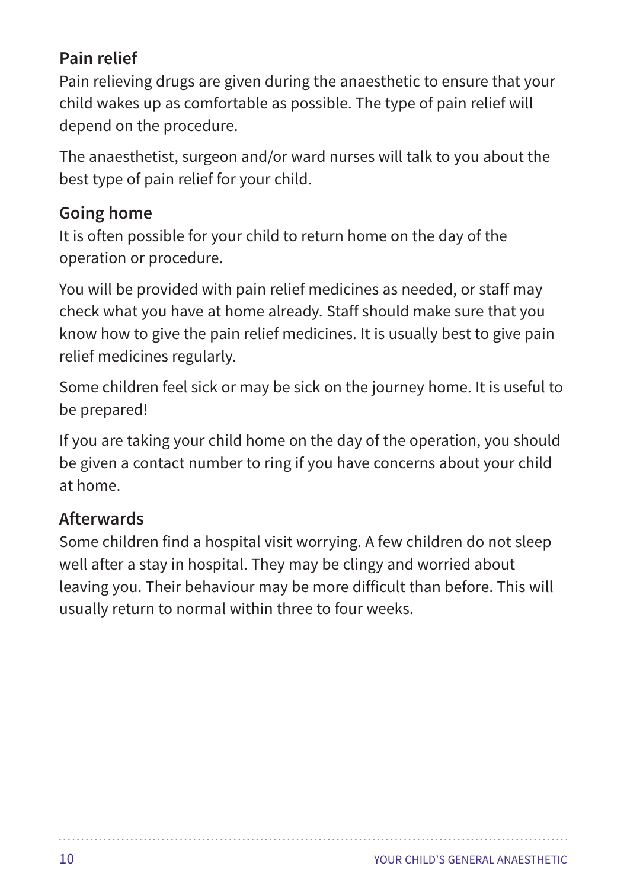## Pain relief

Pain relieving drugs are given during the anaesthetic to ensure that your child wakes up as comfortable as possible. The type of pain relief will depend on the procedure.

The anaesthetist, surgeon and/or ward nurses will talk to you about the best type of pain relief for your child.

## Going home

It is often possible for your child to return home on the day of the operation or procedure.

You will be provided with pain relief medicines as needed, or staff may check what you have at home already. Staff should make sure that you know how to give the pain relief medicines. It is usually best to give pain relief medicines regularly.

Some children feel sick or may be sick on the journey home. It is useful to be prepared!

If you are taking your child home on the day of the operation, you should be given a contact number to ring if you have concerns about your child at home.

## Afterwards

Some children find a hospital visit worrying. A few children do not sleep well after a stay in hospital. They may be clingy and worried about leaving you. Their behaviour may be more difficult than before. This will usually return to normal within three to four weeks.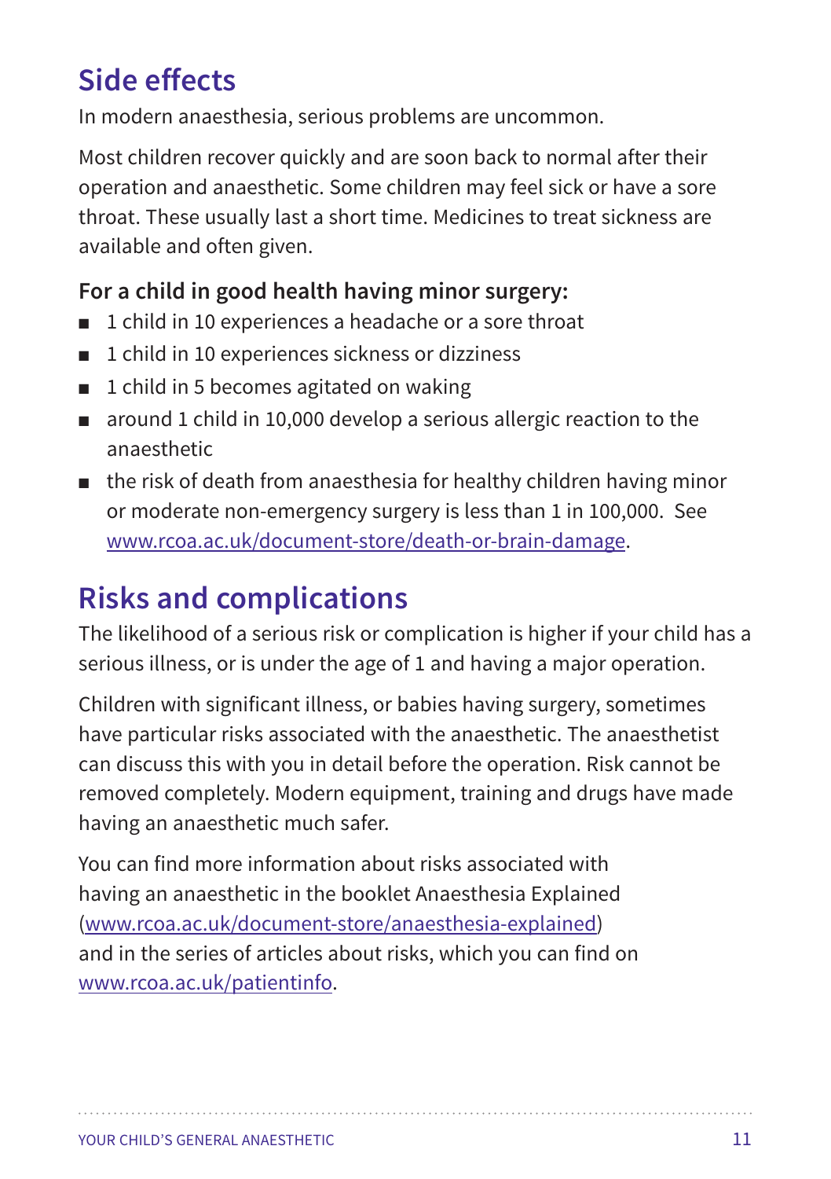## Side effects

In modern anaesthesia, serious problems are uncommon.

Most children recover quickly and are soon back to normal after their operation and anaesthetic. Some children may feel sick or have a sore throat. These usually last a short time. Medicines to treat sickness are available and often given.

**For a child in good health having minor surgery:**

- 1 child in 10 experiences a headache or a sore throat
- 1 child in 10 experiences sickness or dizziness
- 1 child in 5 becomes agitated on waking
- around 1 child in 10,000 develop a serious allergic reaction to the anaesthetic
- the risk of death from anaesthesia for healthy children having minor or moderate non-emergency surgery is less than 1 in 100,000. See www.rcoa.ac.uk/document-store/death-or-brain-damage.

## Risks and complications

The likelihood of a serious risk or complication is higher if your child has a serious illness, or is under the age of 1 and having a major operation.

Children with significant illness, or babies having surgery, sometimes have particular risks associated with the anaesthetic. The anaesthetist can discuss this with you in detail before the operation. Risk cannot be removed completely. Modern equipment, training and drugs have made having an anaesthetic much safer.

You can find more information about risks associated with having an anaesthetic in the booklet Anaesthesia Explained (www.rcoa.ac.uk/document-store/anaesthesia-explained) and in the series of articles about risks, which you can find on www.rcoa.ac.uk/patientinfo.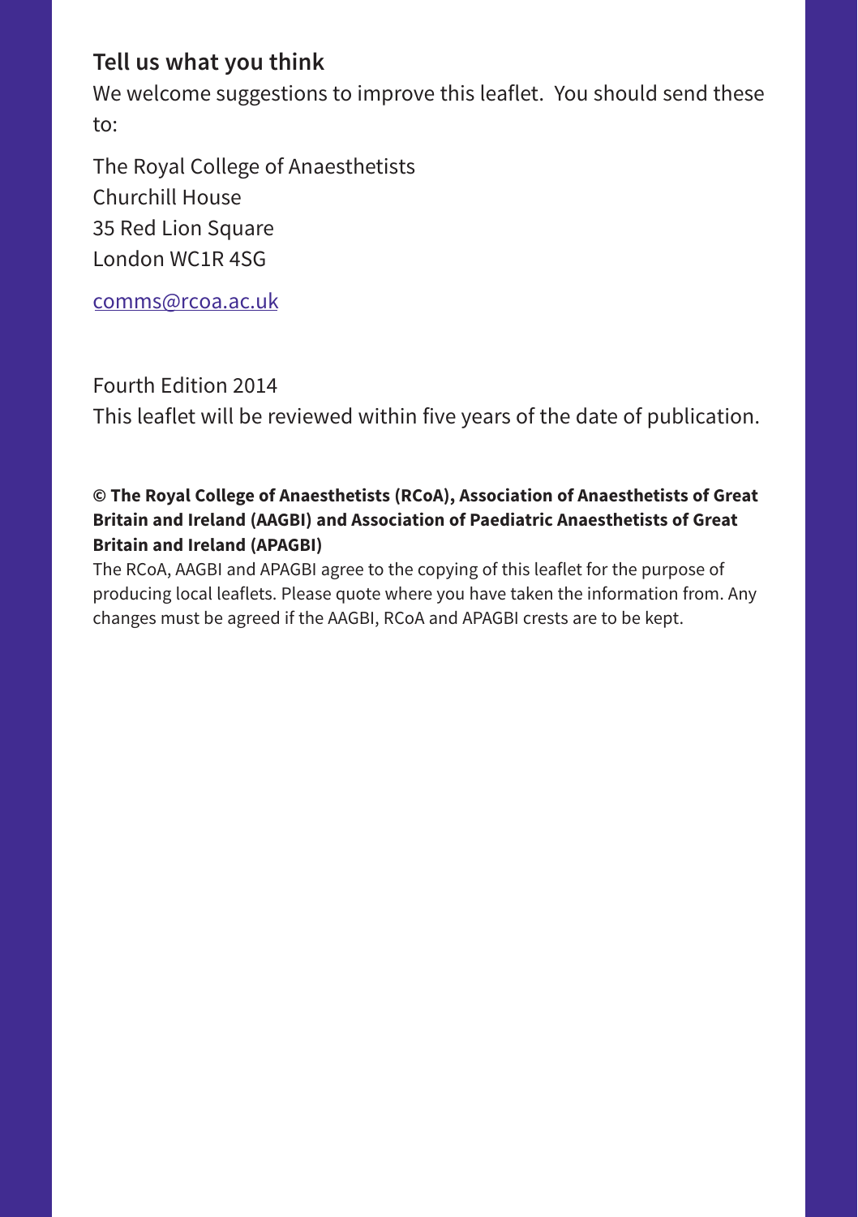## Tell us what you think

We welcome suggestions to improve this leaflet. You should send these to:

The Royal College of Anaesthetists
Churchill House
35 Red Lion Square
London WC1R 4SG

comms@rcoa.ac.uk

Fourth Edition 2014
This leaflet will be reviewed within five years of the date of publication.

**© The Royal College of Anaesthetists (RCoA), Association of Anaesthetists of Great Britain and Ireland (AAGBI) and Association of Paediatric Anaesthetists of Great Britain and Ireland (APAGBI)**

The RCoA, AAGBI and APAGBI agree to the copying of this leaflet for the purpose of producing local leaflets. Please quote where you have taken the information from. Any changes must be agreed if the AAGBI, RCoA and APAGBI crests are to be kept.